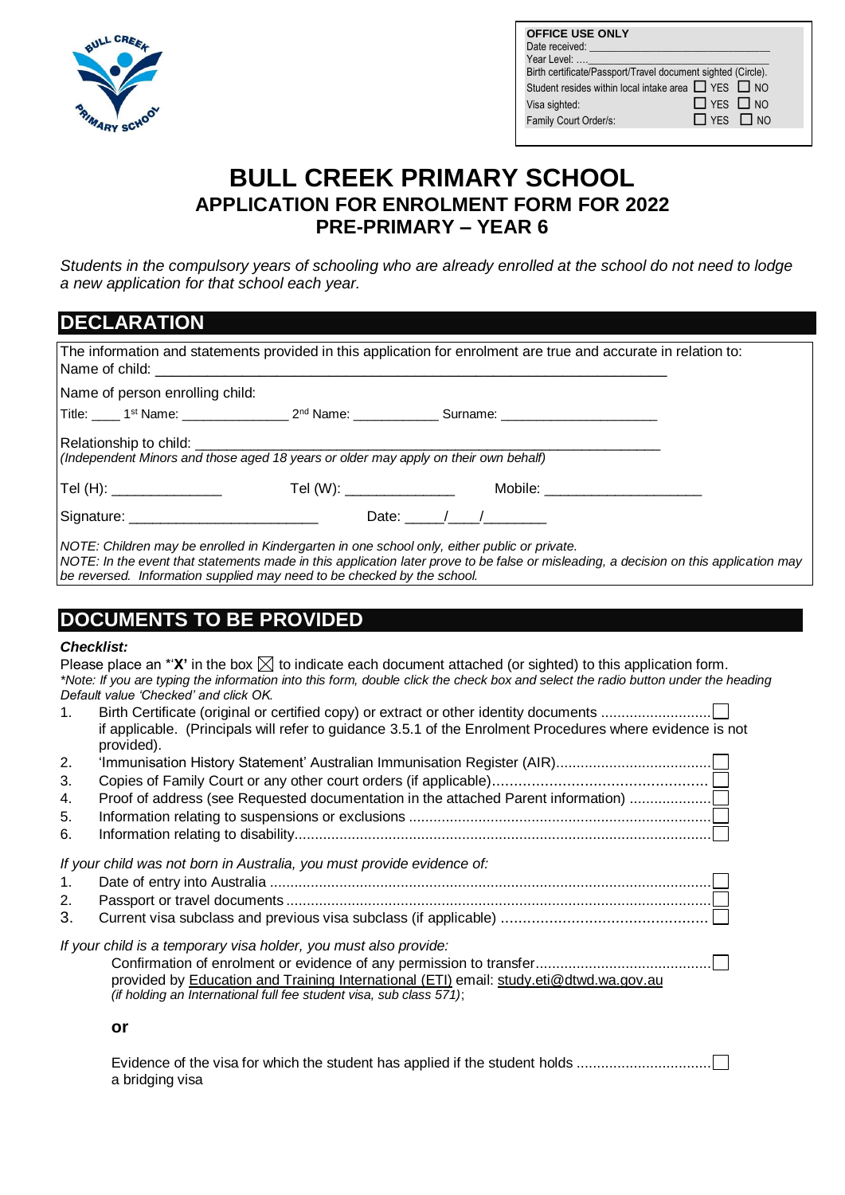**OFFICE USE ONLY**
Date received: ______________________
Year Level: ....______________________
Birth certificate/Passport/Travel document sighted (Circle).
Student resides within local intake area ☐ YES ☐ NO
Visa sighted: ☐ YES ☐ NO
Family Court Order/s: ☐ YES ☐ NO

# BULL CREEK PRIMARY SCHOOL
## APPLICATION FOR ENROLMENT FORM FOR 2022
## PRE-PRIMARY – YEAR 6

*Students in the compulsory years of schooling who are already enrolled at the school do not need to lodge a new application for that school each year.*

## DECLARATION

The information and statements provided in this application for enrolment are true and accurate in relation to:
Name of child: ____________________________________________________________

Name of person enrolling child:

Title: ____ 1st Name: _______________ 2nd Name: ____________ Surname: ______________________

Relationship to child: ____________________________________________________________
*(Independent Minors and those aged 18 years or older may apply on their own behalf)*

Tel (H): _______________ Tel (W): _______________ Mobile: ____________________

Signature: ________________________ Date: _____/____/________

*NOTE: Children may be enrolled in Kindergarten in one school only, either public or private.*
*NOTE: In the event that statements made in this application later prove to be false or misleading, a decision on this application may be reversed. Information supplied may need to be checked by the school.*

## DOCUMENTS TO BE PROVIDED

***Checklist:***

Please place an *'**X**' in the box ☒ to indicate each document attached (or sighted) to this application form.
*\*Note: If you are typing the information into this form, double click the check box and select the radio button under the heading Default value 'Checked' and click OK.*

1. Birth Certificate (original or certified copy) or extract or other identity documents .......................... ☐
   if applicable. (Principals will refer to guidance 3.5.1 of the Enrolment Procedures where evidence is not provided).
2. 'Immunisation History Statement' Australian Immunisation Register (AIR)...................................... ☐
3. Copies of Family Court or any other court orders (if applicable)................................................. ☐
4. Proof of address (see Requested documentation in the attached Parent information) .................... ☐
5. Information relating to suspensions or exclusions .......................................................................... ☐
6. Information relating to disability...................................................................................................... ☐

*If your child was not born in Australia, you must provide evidence of:*

1. Date of entry into Australia ............................................................................................................ ☐
2. Passport or travel documents ........................................................................................................ ☐
3. Current visa subclass and previous visa subclass (if applicable) ................................................ ☐

*If your child is a temporary visa holder, you must also provide:*

Confirmation of enrolment or evidence of any permission to transfer........................................... ☐
provided by Education and Training International (ETI) email: study.eti@dtwd.wa.gov.au
*(if holding an International full fee student visa, sub class 571)*;

**or**

Evidence of the visa for which the student has applied if the student holds ................................. ☐
a bridging visa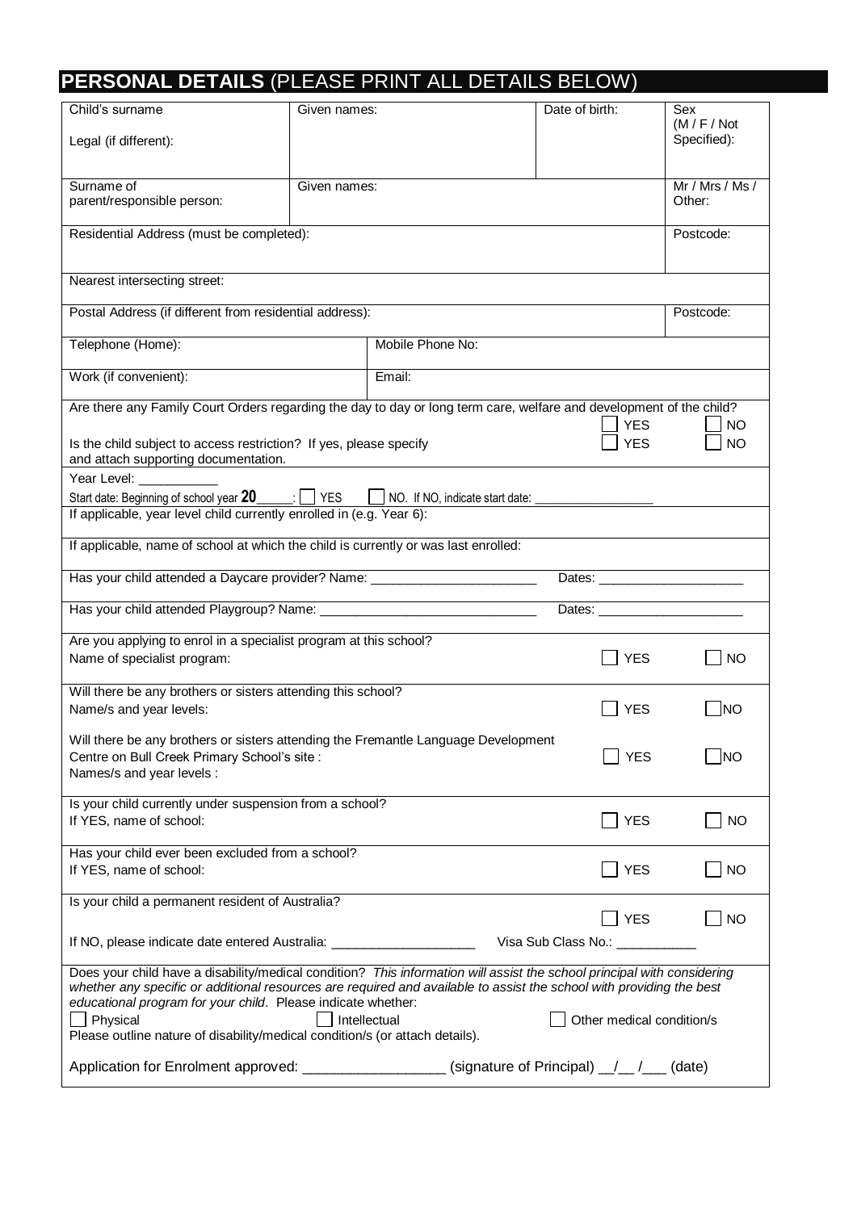## **PERSONAL DETAILS** (PLEASE PRINT ALL DETAILS BELOW)

| | | | |
|---|---|---|---|
| Child's surname<br><br>Legal (if different): | Given names: | Date of birth: | Sex (M / F / Not Specified): |
| Surname of parent/responsible person: | Given names: | | Mr / Mrs / Ms / Other: |
| Residential Address (must be completed): | | | Postcode: |
| Nearest intersecting street: | | | |
| Postal Address (if different from residential address): | | | Postcode: |
| Telephone (Home): | Mobile Phone No: | | |
| Work (if convenient): | Email: | | |

Are there any Family Court Orders regarding the day to day or long term care, welfare and development of the child? ☐ YES ☐ NO

Is the child subject to access restriction? If yes, please specify and attach supporting documentation. ☐ YES ☐ NO

Year Level: ___________

Start date: Beginning of school year **20**______: ☐ YES ☐ NO. If NO, indicate start date: __________________

If applicable, year level child currently enrolled in (e.g. Year 6):

If applicable, name of school at which the child is currently or was last enrolled:

Has your child attended a Daycare provider? Name: _______________________ Dates: ____________________

Has your child attended Playgroup? Name: ______________________________ Dates: ____________________

Are you applying to enrol in a specialist program at this school?
Name of specialist program: ☐ YES ☐ NO

Will there be any brothers or sisters attending this school?
Name/s and year levels: ☐ YES ☐ NO

Will there be any brothers or sisters attending the Fremantle Language Development Centre on Bull Creek Primary School's site :
Names/s and year levels : ☐ YES ☐ NO

Is your child currently under suspension from a school?
If YES, name of school: ☐ YES ☐ NO

Has your child ever been excluded from a school?
If YES, name of school: ☐ YES ☐ NO

Is your child a permanent resident of Australia? ☐ YES ☐ NO

If NO, please indicate date entered Australia: ____________________ Visa Sub Class No.: ___________

Does your child have a disability/medical condition? *This information will assist the school principal with considering whether any specific or additional resources are required and available to assist the school with providing the best educational program for your child*. Please indicate whether:

☐ Physical ☐ Intellectual ☐ Other medical condition/s

Please outline nature of disability/medical condition/s (or attach details).

Application for Enrolment approved: __________________ (signature of Principal) __/__ /___ (date)